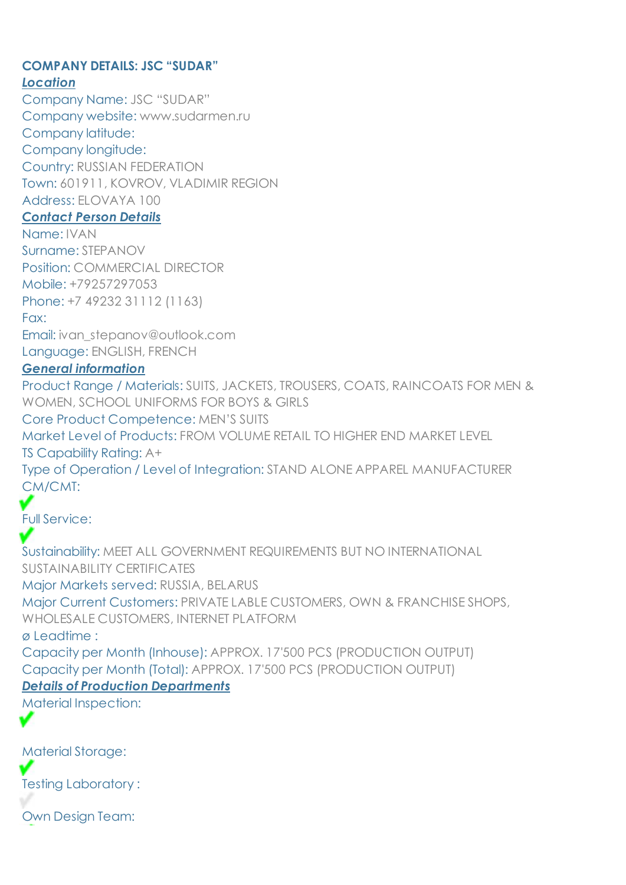# COMPANY DETAILS: JSC "SUDAR"

***Location***

Company Name: JSC "SUDAR"
Company website: www.sudarmen.ru
Company latitude:
Company longitude:
Country: RUSSIAN FEDERATION
Town: 601911, KOVROV, VLADIMIR REGION
Address: ELOVAYA 100

***Contact Person Details***

Name: IVAN
Surname: STEPANOV
Position: COMMERCIAL DIRECTOR
Mobile: +79257297053
Phone: +7 49232 31112 (1163)
Fax:
Email: ivan_stepanov@outlook.com
Language: ENGLISH, FRENCH

***General information***

Product Range / Materials: SUITS, JACKETS, TROUSERS, COATS, RAINCOATS FOR MEN & WOMEN, SCHOOL UNIFORMS FOR BOYS & GIRLS
Core Product Competence: MEN'S SUITS
Market Level of Products: FROM VOLUME RETAIL TO HIGHER END MARKET LEVEL
TS Capability Rating: A+
Type of Operation / Level of Integration: STAND ALONE APPAREL MANUFACTURER
CM/CMT: ✔
Full Service: ✔
Sustainability: MEET ALL GOVERNMENT REQUIREMENTS BUT NO INTERNATIONAL SUSTAINABILITY CERTIFICATES
Major Markets served: RUSSIA, BELARUS
Major Current Customers: PRIVATE LABLE CUSTOMERS, OWN & FRANCHISE SHOPS, WHOLESALE CUSTOMERS, INTERNET PLATFORM
ø Leadtime :
Capacity per Month (Inhouse): APPROX. 17'500 PCS (PRODUCTION OUTPUT)
Capacity per Month (Total): APPROX. 17'500 PCS (PRODUCTION OUTPUT)

***Details of Production Departments***

Material Inspection: ✔
Material Storage: ✔
Testing Laboratory :
Own Design Team: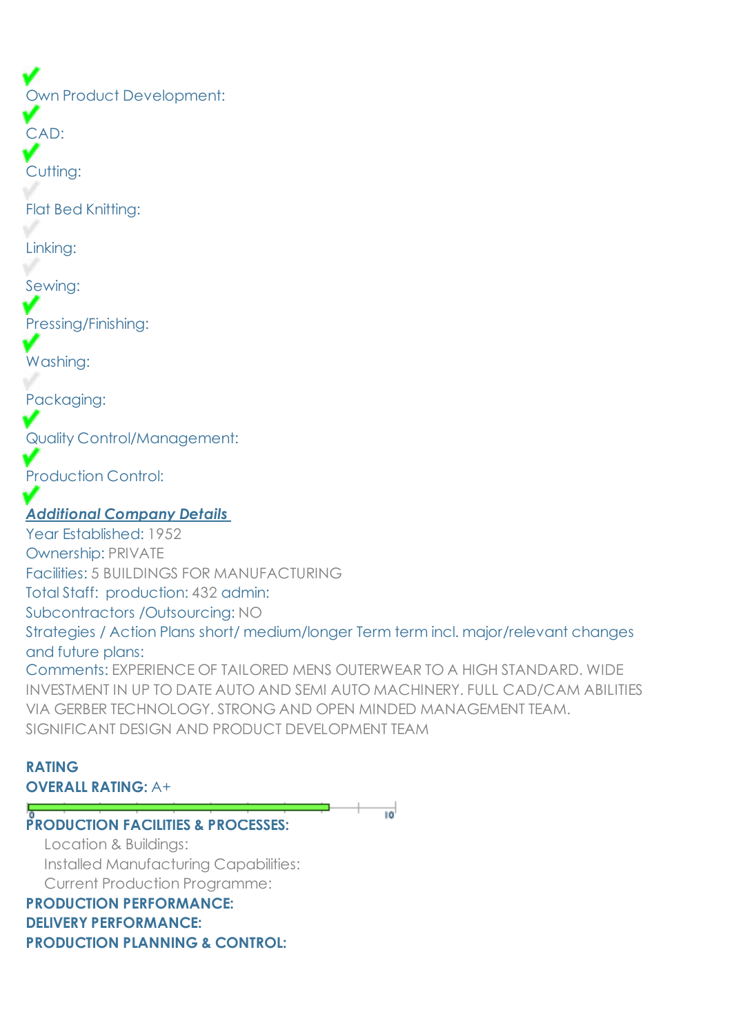✓

Own Product Development: ✓

CAD: ✓

Cutting: ✓

Flat Bed Knitting: ✗

Linking: ✗

Sewing: ✗

Pressing/Finishing: ✓

Washing: ✓

Packaging: ✗

Quality Control/Management: ✓

Production Control: ✓

***Additional Company Details*** ✓

Year Established: 1952

Ownership: PRIVATE

Facilities: 5 BUILDINGS FOR MANUFACTURING

Total Staff: production: 432 admin:

Subcontractors /Outsourcing: NO

Strategies / Action Plans short/ medium/longer Term term incl. major/relevant changes and future plans:

Comments: EXPERIENCE OF TAILORED MENS OUTERWEAR TO A HIGH STANDARD. WIDE INVESTMENT IN UP TO DATE AUTO AND SEMI AUTO MACHINERY. FULL CAD/CAM ABILITIES VIA GERBER TECHNOLOGY. STRONG AND OPEN MINDED MANAGEMENT TEAM. SIGNIFICANT DESIGN AND PRODUCT DEVELOPMENT TEAM

**RATING**

**OVERALL RATING:** A+

0 — 10

**PRODUCTION FACILITIES & PROCESSES:**

- Location & Buildings:
- Installed Manufacturing Capabilities:
- Current Production Programme:

**PRODUCTION PERFORMANCE:**

**DELIVERY PERFORMANCE:**

**PRODUCTION PLANNING & CONTROL:**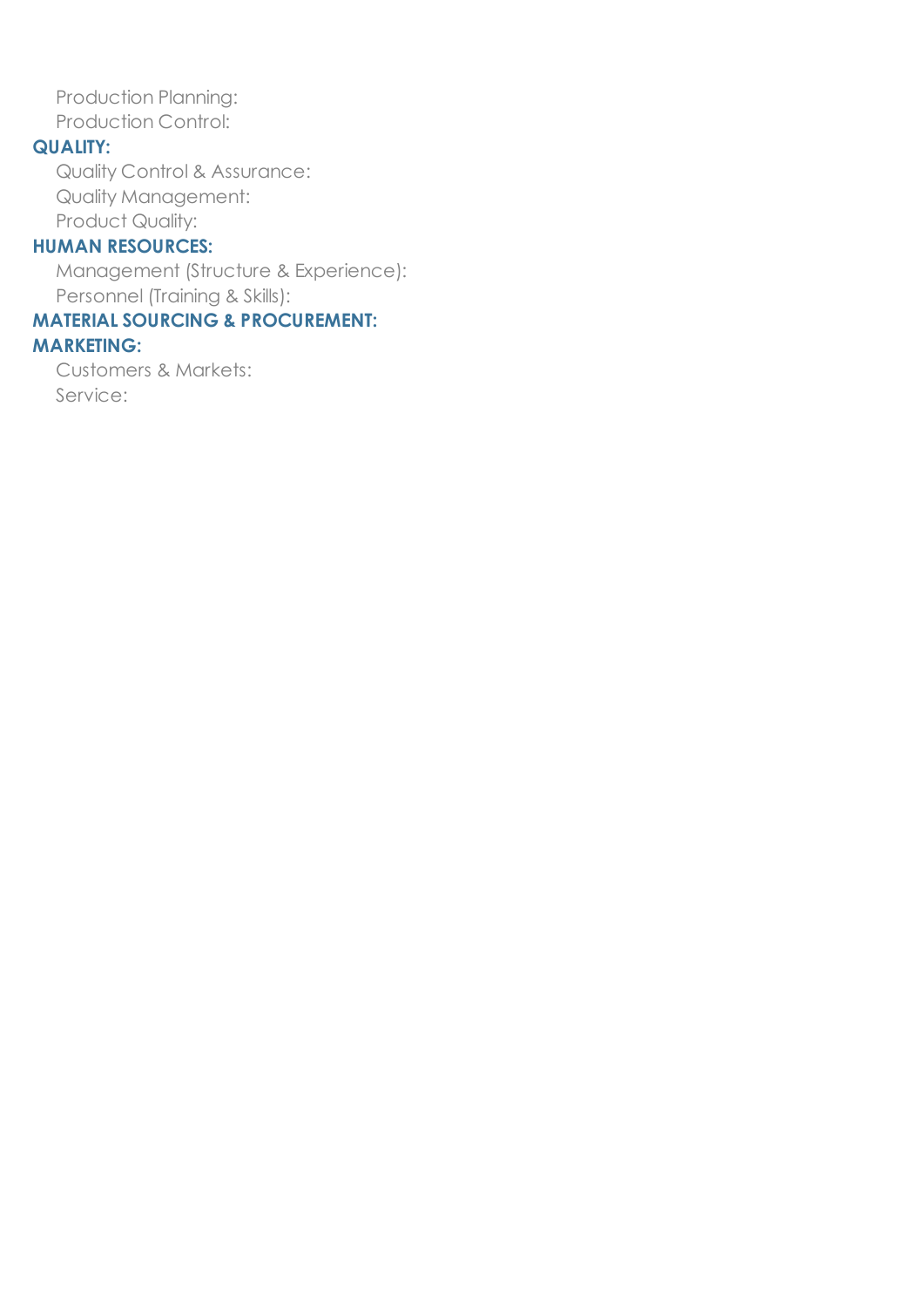Production Planning:

Production Control:

**QUALITY:**

Quality Control & Assurance:

Quality Management:

Product Quality:

**HUMAN RESOURCES:**

Management (Structure & Experience):

Personnel (Training & Skills):

**MATERIAL SOURCING & PROCUREMENT:**

**MARKETING:**

Customers & Markets:

Service: